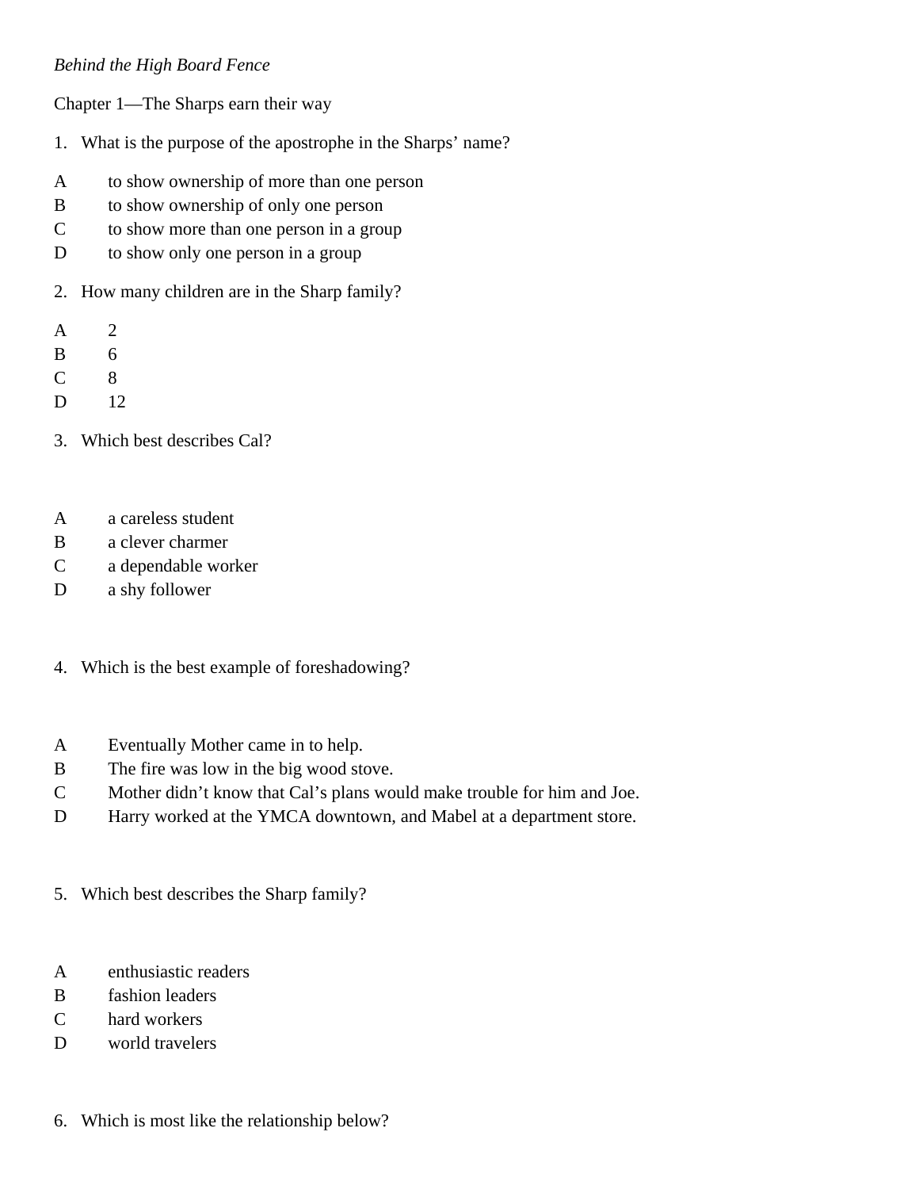*Behind the High Board Fence*

Chapter 1—The Sharps earn their way

1. What is the purpose of the apostrophe in the Sharps' name?

A to show ownership of more than one person
B to show ownership of only one person
C to show more than one person in a group
D to show only one person in a group

2. How many children are in the Sharp family?

A 2
B 6
C 8
D 12

3. Which best describes Cal?

A a careless student
B a clever charmer
C a dependable worker
D a shy follower

4. Which is the best example of foreshadowing?

A Eventually Mother came in to help.
B The fire was low in the big wood stove.
C Mother didn't know that Cal's plans would make trouble for him and Joe.
D Harry worked at the YMCA downtown, and Mabel at a department store.

5. Which best describes the Sharp family?

A enthusiastic readers
B fashion leaders
C hard workers
D world travelers

6. Which is most like the relationship below?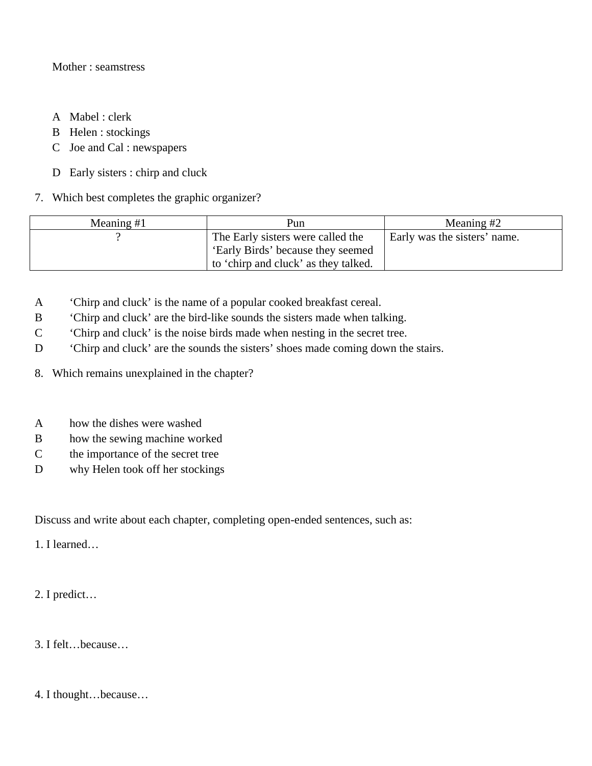Mother : seamstress

A Mabel : clerk
B Helen : stockings
C Joe and Cal : newspapers

D Early sisters : chirp and cluck

7. Which best completes the graphic organizer?

| Meaning #1 | Pun | Meaning #2 |
| --- | --- | --- |
| ? | The Early sisters were called the 'Early Birds' because they seemed to 'chirp and cluck' as they talked. | Early was the sisters' name. |

A 'Chirp and cluck' is the name of a popular cooked breakfast cereal.
B 'Chirp and cluck' are the bird-like sounds the sisters made when talking.
C 'Chirp and cluck' is the noise birds made when nesting in the secret tree.
D 'Chirp and cluck' are the sounds the sisters' shoes made coming down the stairs.

8. Which remains unexplained in the chapter?

A how the dishes were washed
B how the sewing machine worked
C the importance of the secret tree
D why Helen took off her stockings

Discuss and write about each chapter, completing open-ended sentences, such as:

1. I learned…

2. I predict…

3. I felt…because…

4. I thought…because…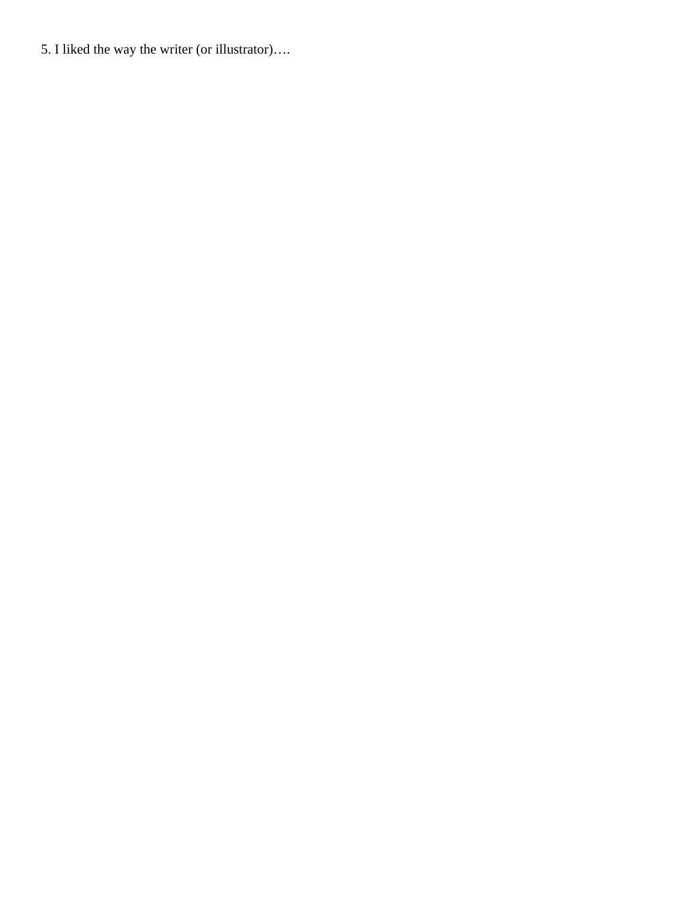5. I liked the way the writer (or illustrator)….